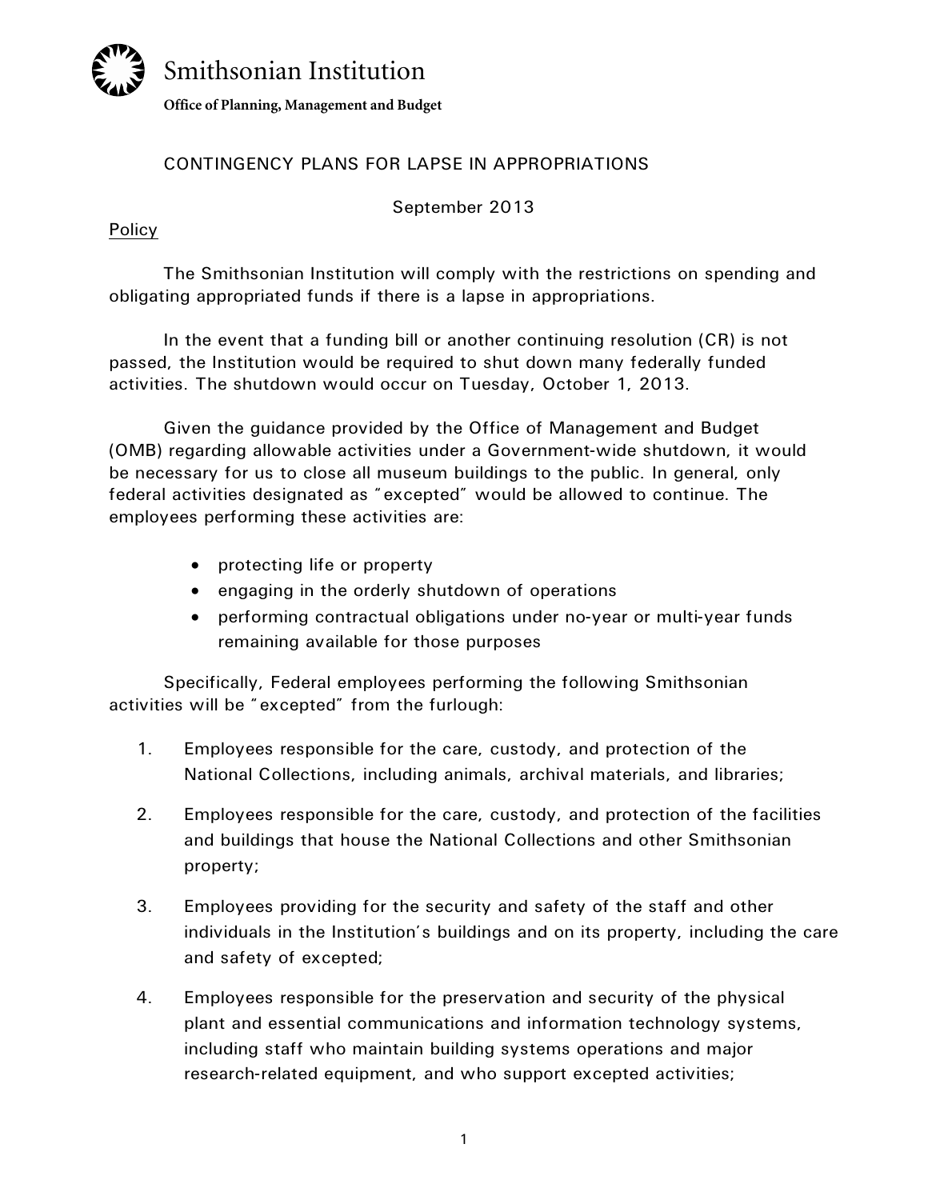Smithsonian Institution

**Office of Planning, Management and Budget**

# CONTINGENCY PLANS FOR LAPSE IN APPROPRIATIONS

September 2013

## Policy

The Smithsonian Institution will comply with the restrictions on spending and obligating appropriated funds if there is a lapse in appropriations.

In the event that a funding bill or another continuing resolution (CR) is not passed, the Institution would be required to shut down many federally funded activities. The shutdown would occur on Tuesday, October 1, 2013.

Given the guidance provided by the Office of Management and Budget (OMB) regarding allowable activities under a Government-wide shutdown, it would be necessary for us to close all museum buildings to the public. In general, only federal activities designated as "excepted" would be allowed to continue. The employees performing these activities are:

- protecting life or property
- engaging in the orderly shutdown of operations
- performing contractual obligations under no-year or multi-year funds remaining available for those purposes

Specifically, Federal employees performing the following Smithsonian activities will be "excepted" from the furlough:

1. Employees responsible for the care, custody, and protection of the National Collections, including animals, archival materials, and libraries;
2. Employees responsible for the care, custody, and protection of the facilities and buildings that house the National Collections and other Smithsonian property;
3. Employees providing for the security and safety of the staff and other individuals in the Institution's buildings and on its property, including the care and safety of excepted;
4. Employees responsible for the preservation and security of the physical plant and essential communications and information technology systems, including staff who maintain building systems operations and major research-related equipment, and who support excepted activities;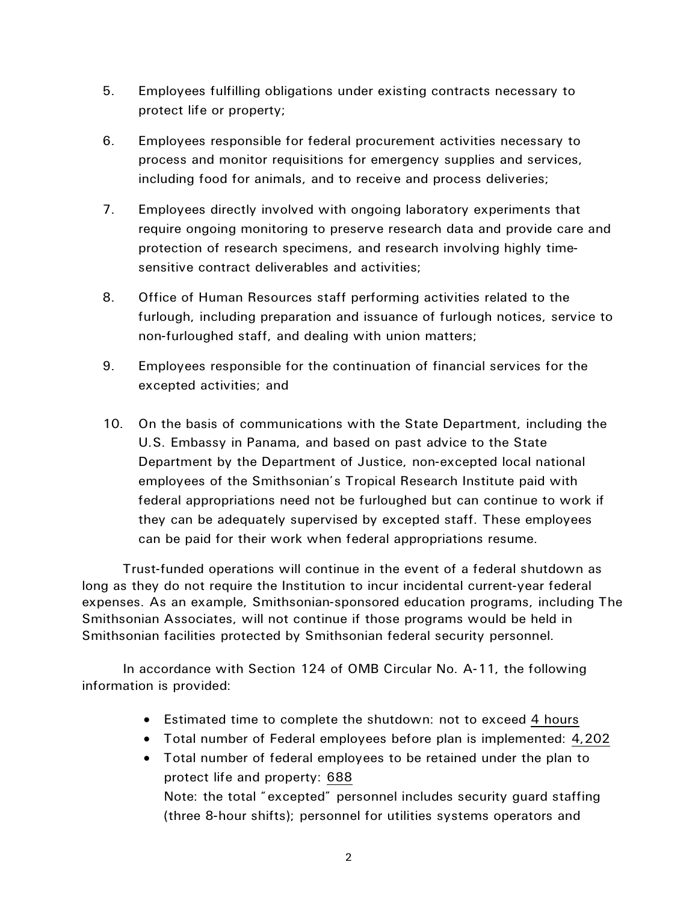5. Employees fulfilling obligations under existing contracts necessary to protect life or property;

6. Employees responsible for federal procurement activities necessary to process and monitor requisitions for emergency supplies and services, including food for animals, and to receive and process deliveries;

7. Employees directly involved with ongoing laboratory experiments that require ongoing monitoring to preserve research data and provide care and protection of research specimens, and research involving highly time-sensitive contract deliverables and activities;

8. Office of Human Resources staff performing activities related to the furlough, including preparation and issuance of furlough notices, service to non-furloughed staff, and dealing with union matters;

9. Employees responsible for the continuation of financial services for the excepted activities; and

10. On the basis of communications with the State Department, including the U.S. Embassy in Panama, and based on past advice to the State Department by the Department of Justice, non-excepted local national employees of the Smithsonian's Tropical Research Institute paid with federal appropriations need not be furloughed but can continue to work if they can be adequately supervised by excepted staff. These employees can be paid for their work when federal appropriations resume.

Trust-funded operations will continue in the event of a federal shutdown as long as they do not require the Institution to incur incidental current-year federal expenses. As an example, Smithsonian-sponsored education programs, including The Smithsonian Associates, will not continue if those programs would be held in Smithsonian facilities protected by Smithsonian federal security personnel.

In accordance with Section 124 of OMB Circular No. A-11, the following information is provided:

- Estimated time to complete the shutdown: not to exceed 4 hours
- Total number of Federal employees before plan is implemented: 4,202
- Total number of federal employees to be retained under the plan to protect life and property: 688
  Note: the total "excepted" personnel includes security guard staffing (three 8-hour shifts); personnel for utilities systems operators and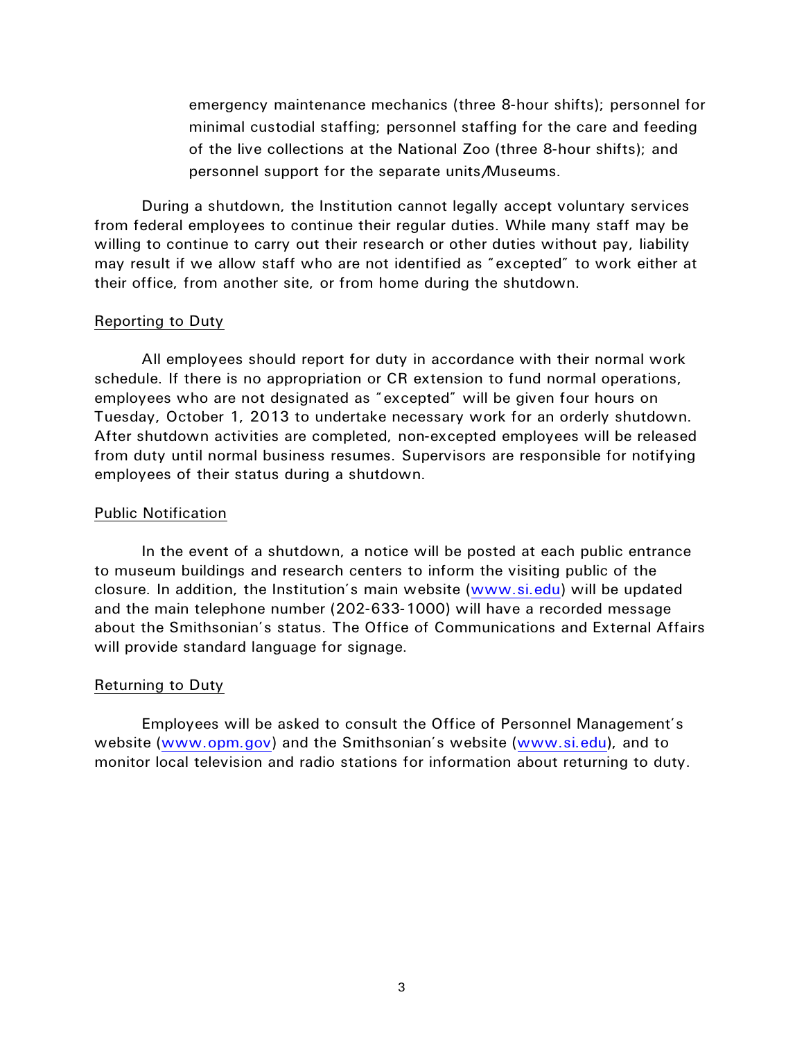emergency maintenance mechanics (three 8-hour shifts); personnel for minimal custodial staffing; personnel staffing for the care and feeding of the live collections at the National Zoo (three 8-hour shifts); and personnel support for the separate units/Museums.

During a shutdown, the Institution cannot legally accept voluntary services from federal employees to continue their regular duties. While many staff may be willing to continue to carry out their research or other duties without pay, liability may result if we allow staff who are not identified as "excepted" to work either at their office, from another site, or from home during the shutdown.

Reporting to Duty

All employees should report for duty in accordance with their normal work schedule. If there is no appropriation or CR extension to fund normal operations, employees who are not designated as "excepted" will be given four hours on Tuesday, October 1, 2013 to undertake necessary work for an orderly shutdown. After shutdown activities are completed, non-excepted employees will be released from duty until normal business resumes. Supervisors are responsible for notifying employees of their status during a shutdown.

Public Notification

In the event of a shutdown, a notice will be posted at each public entrance to museum buildings and research centers to inform the visiting public of the closure. In addition, the Institution's main website (www.si.edu) will be updated and the main telephone number (202-633-1000) will have a recorded message about the Smithsonian's status. The Office of Communications and External Affairs will provide standard language for signage.

Returning to Duty

Employees will be asked to consult the Office of Personnel Management's website (www.opm.gov) and the Smithsonian's website (www.si.edu), and to monitor local television and radio stations for information about returning to duty.